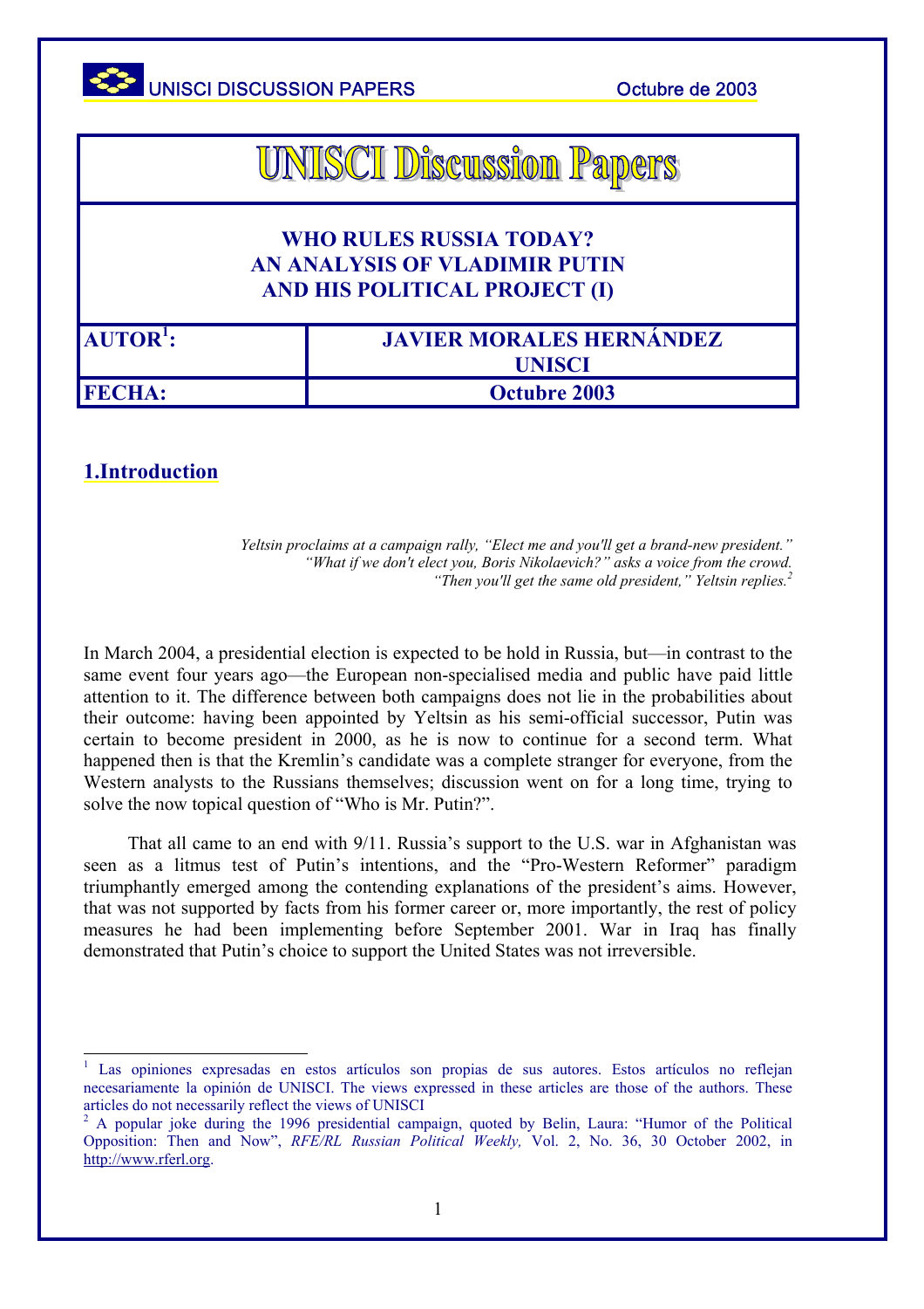# UNISCI Discussion Papers

## WHO RULES RUSSIA TODAY? AN ANALYSIS OF VLADIMIR PUTIN AND HIS POLITICAL PROJECT (I)

| | |
|---|---|
| **AUTOR[1]:** | **JAVIER MORALES HERNÁNDEZ UNISCI** |
| **FECHA:** | **Octubre 2003** |

## 1.Introduction

*Yeltsin proclaims at a campaign rally, "Elect me and you'll get a brand-new president."*
*"What if we don't elect you, Boris Nikolaevich?" asks a voice from the crowd.*
*"Then you'll get the same old president," Yeltsin replies.*[2]

In March 2004, a presidential election is expected to be hold in Russia, but—in contrast to the same event four years ago—the European non-specialised media and public have paid little attention to it. The difference between both campaigns does not lie in the probabilities about their outcome: having been appointed by Yeltsin as his semi-official successor, Putin was certain to become president in 2000, as he is now to continue for a second term. What happened then is that the Kremlin's candidate was a complete stranger for everyone, from the Western analysts to the Russians themselves; discussion went on for a long time, trying to solve the now topical question of "Who is Mr. Putin?".

That all came to an end with 9/11. Russia's support to the U.S. war in Afghanistan was seen as a litmus test of Putin's intentions, and the "Pro-Western Reformer" paradigm triumphantly emerged among the contending explanations of the president's aims. However, that was not supported by facts from his former career or, more importantly, the rest of policy measures he had been implementing before September 2001. War in Iraq has finally demonstrated that Putin's choice to support the United States was not irreversible.

---

[1] Las opiniones expresadas en estos artículos son propias de sus autores. Estos artículos no reflejan necesariamente la opinión de UNISCI. The views expressed in these articles are those of the authors. These articles do not necessarily reflect the views of UNISCI

[2] A popular joke during the 1996 presidential campaign, quoted by Belin, Laura: "Humor of the Political Opposition: Then and Now", *RFE/RL Russian Political Weekly,* Vol. 2, No. 36, 30 October 2002, in http://www.rferl.org.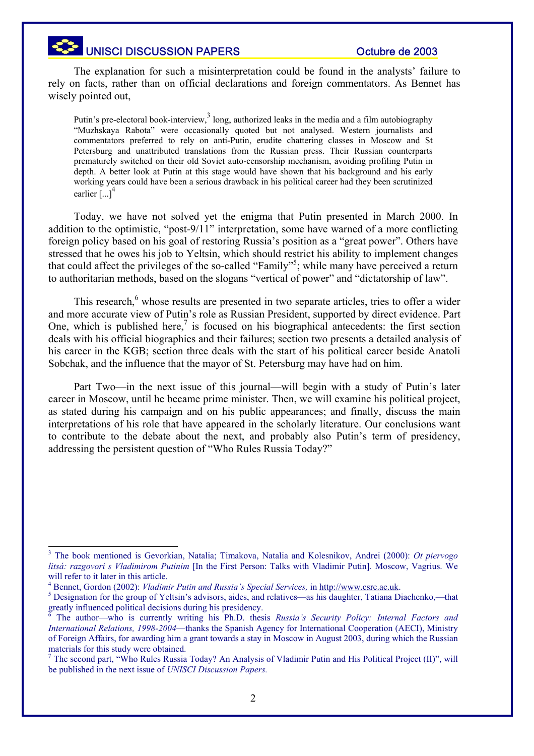The explanation for such a misinterpretation could be found in the analysts' failure to rely on facts, rather than on official declarations and foreign commentators. As Bennet has wisely pointed out,

> Putin's pre-electoral book-interview,[3] long, authorized leaks in the media and a film autobiography "Muzhskaya Rabota" were occasionally quoted but not analysed. Western journalists and commentators preferred to rely on anti-Putin, erudite chattering classes in Moscow and St Petersburg and unattributed translations from the Russian press. Their Russian counterparts prematurely switched on their old Soviet auto-censorship mechanism, avoiding profiling Putin in depth. A better look at Putin at this stage would have shown that his background and his early working years could have been a serious drawback in his political career had they been scrutinized earlier [...][4]

Today, we have not solved yet the enigma that Putin presented in March 2000. In addition to the optimistic, "post-9/11" interpretation, some have warned of a more conflicting foreign policy based on his goal of restoring Russia's position as a "great power". Others have stressed that he owes his job to Yeltsin, which should restrict his ability to implement changes that could affect the privileges of the so-called "Family"[5]; while many have perceived a return to authoritarian methods, based on the slogans "vertical of power" and "dictatorship of law".

This research,[6] whose results are presented in two separate articles, tries to offer a wider and more accurate view of Putin's role as Russian President, supported by direct evidence. Part One, which is published here,[7] is focused on his biographical antecedents: the first section deals with his official biographies and their failures; section two presents a detailed analysis of his career in the KGB; section three deals with the start of his political career beside Anatoli Sobchak, and the influence that the mayor of St. Petersburg may have had on him.

Part Two—in the next issue of this journal—will begin with a study of Putin's later career in Moscow, until he became prime minister. Then, we will examine his political project, as stated during his campaign and on his public appearances; and finally, discuss the main interpretations of his role that have appeared in the scholarly literature. Our conclusions want to contribute to the debate about the next, and probably also Putin's term of presidency, addressing the persistent question of "Who Rules Russia Today?"

---

[3] The book mentioned is Gevorkian, Natalia; Timakova, Natalia and Kolesnikov, Andrei (2000): *Ot piervogo litsá: razgovori s Vladimirom Putinim* [In the First Person: Talks with Vladimir Putin]*.* Moscow, Vagrius. We will refer to it later in this article.

[4] Bennet, Gordon (2002): *Vladimir Putin and Russia's Special Services,* in http://www.csrc.ac.uk.

[5] Designation for the group of Yeltsin's advisors, aides, and relatives—as his daughter, Tatiana Diachenko,—that greatly influenced political decisions during his presidency.

[6] The author—who is currently writing his Ph.D. thesis *Russia's Security Policy: Internal Factors and International Relations, 1998-2004*—thanks the Spanish Agency for International Cooperation (AECI), Ministry of Foreign Affairs, for awarding him a grant towards a stay in Moscow in August 2003, during which the Russian materials for this study were obtained.

[7] The second part, "Who Rules Russia Today? An Analysis of Vladimir Putin and His Political Project (II)", will be published in the next issue of *UNISCI Discussion Papers.*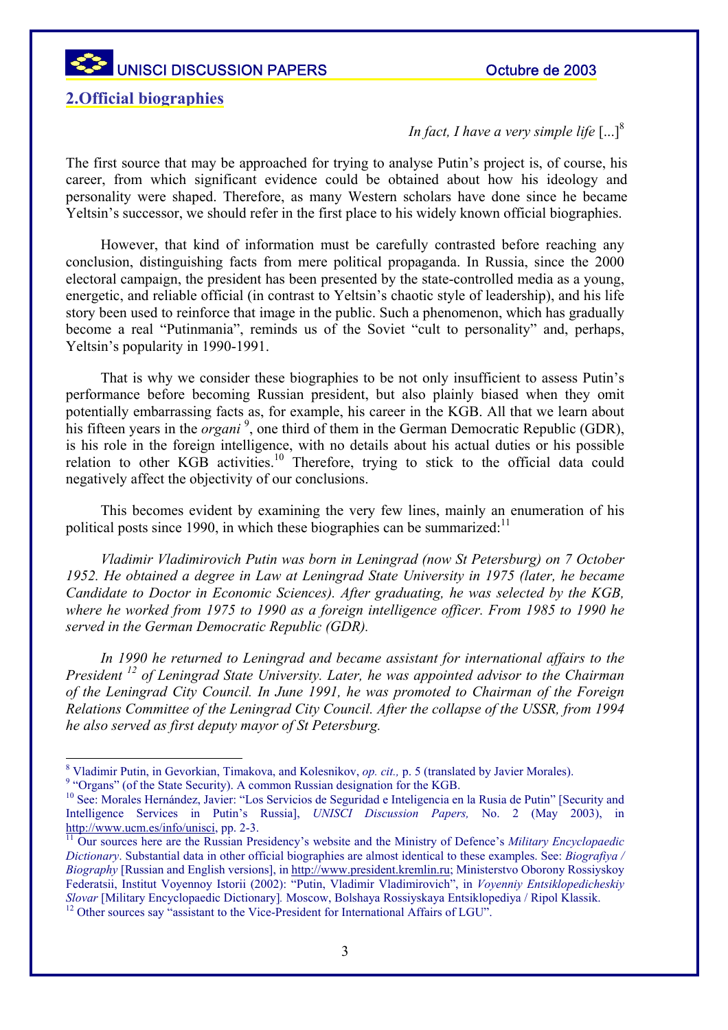## 2.Official biographies

*In fact, I have a very simple life* [...][8]

The first source that may be approached for trying to analyse Putin's project is, of course, his career, from which significant evidence could be obtained about how his ideology and personality were shaped. Therefore, as many Western scholars have done since he became Yeltsin's successor, we should refer in the first place to his widely known official biographies.

However, that kind of information must be carefully contrasted before reaching any conclusion, distinguishing facts from mere political propaganda. In Russia, since the 2000 electoral campaign, the president has been presented by the state-controlled media as a young, energetic, and reliable official (in contrast to Yeltsin's chaotic style of leadership), and his life story been used to reinforce that image in the public. Such a phenomenon, which has gradually become a real "Putinmania", reminds us of the Soviet "cult to personality" and, perhaps, Yeltsin's popularity in 1990-1991.

That is why we consider these biographies to be not only insufficient to assess Putin's performance before becoming Russian president, but also plainly biased when they omit potentially embarrassing facts as, for example, his career in the KGB. All that we learn about his fifteen years in the *organi* [9], one third of them in the German Democratic Republic (GDR), is his role in the foreign intelligence, with no details about his actual duties or his possible relation to other KGB activities.[10] Therefore, trying to stick to the official data could negatively affect the objectivity of our conclusions.

This becomes evident by examining the very few lines, mainly an enumeration of his political posts since 1990, in which these biographies can be summarized:[11]

*Vladimir Vladimirovich Putin was born in Leningrad (now St Petersburg) on 7 October 1952. He obtained a degree in Law at Leningrad State University in 1975 (later, he became Candidate to Doctor in Economic Sciences). After graduating, he was selected by the KGB, where he worked from 1975 to 1990 as a foreign intelligence officer. From 1985 to 1990 he served in the German Democratic Republic (GDR).*

*In 1990 he returned to Leningrad and became assistant for international affairs to the President* [12] *of Leningrad State University. Later, he was appointed advisor to the Chairman of the Leningrad City Council. In June 1991, he was promoted to Chairman of the Foreign Relations Committee of the Leningrad City Council. After the collapse of the USSR, from 1994 he also served as first deputy mayor of St Petersburg.*

---

[8] Vladimir Putin, in Gevorkian, Timakova, and Kolesnikov, *op. cit.,* p. 5 (translated by Javier Morales).

[9] "Organs" (of the State Security). A common Russian designation for the KGB.

[10] See: Morales Hernández, Javier: "Los Servicios de Seguridad e Inteligencia en la Rusia de Putin" [Security and Intelligence Services in Putin's Russia], *UNISCI Discussion Papers,* No. 2 (May 2003), in http://www.ucm.es/info/unisci, pp. 2-3.

[11] Our sources here are the Russian Presidency's website and the Ministry of Defence's *Military Encyclopaedic Dictionary*. Substantial data in other official biographies are almost identical to these examples. See: *Biografiya / Biography* [Russian and English versions], in http://www.president.kremlin.ru; Ministerstvo Oborony Rossiyskoy Federatsii, Institut Voyennoy Istorii (2002): "Putin, Vladimir Vladimirovich", in *Voyenniy Entsiklopedicheskiy Slovar* [Military Encyclopaedic Dictionary]. Moscow, Bolshaya Rossiyskaya Entsiklopediya / Ripol Klassik.

[12] Other sources say "assistant to the Vice-President for International Affairs of LGU".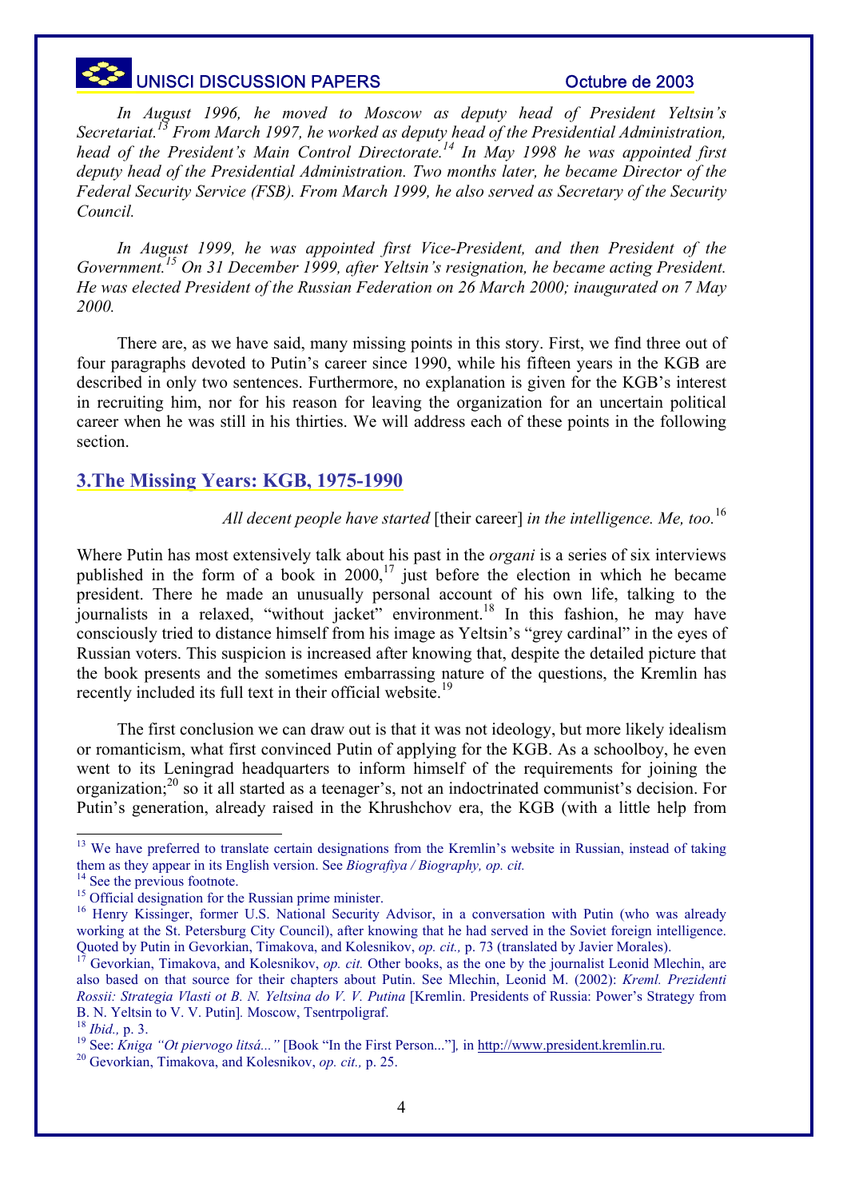*In August 1996, he moved to Moscow as deputy head of President Yeltsin's Secretariat.*[13] *From March 1997, he worked as deputy head of the Presidential Administration, head of the President's Main Control Directorate.*[14] *In May 1998 he was appointed first deputy head of the Presidential Administration. Two months later, he became Director of the Federal Security Service (FSB). From March 1999, he also served as Secretary of the Security Council.*

*In August 1999, he was appointed first Vice-President, and then President of the Government.*[15] *On 31 December 1999, after Yeltsin's resignation, he became acting President. He was elected President of the Russian Federation on 26 March 2000; inaugurated on 7 May 2000.*

There are, as we have said, many missing points in this story. First, we find three out of four paragraphs devoted to Putin's career since 1990, while his fifteen years in the KGB are described in only two sentences. Furthermore, no explanation is given for the KGB's interest in recruiting him, nor for his reason for leaving the organization for an uncertain political career when he was still in his thirties. We will address each of these points in the following section.

## 3.The Missing Years: KGB, 1975-1990

*All decent people have started* [their career] *in the intelligence. Me, too.*[16]

Where Putin has most extensively talk about his past in the *organi* is a series of six interviews published in the form of a book in 2000,[17] just before the election in which he became president. There he made an unusually personal account of his own life, talking to the journalists in a relaxed, "without jacket" environment.[18] In this fashion, he may have consciously tried to distance himself from his image as Yeltsin's "grey cardinal" in the eyes of Russian voters. This suspicion is increased after knowing that, despite the detailed picture that the book presents and the sometimes embarrassing nature of the questions, the Kremlin has recently included its full text in their official website.[19]

The first conclusion we can draw out is that it was not ideology, but more likely idealism or romanticism, what first convinced Putin of applying for the KGB. As a schoolboy, he even went to its Leningrad headquarters to inform himself of the requirements for joining the organization;[20] so it all started as a teenager's, not an indoctrinated communist's decision. For Putin's generation, already raised in the Khrushchov era, the KGB (with a little help from

---

[13] We have preferred to translate certain designations from the Kremlin's website in Russian, instead of taking them as they appear in its English version. See *Biografiya / Biography, op. cit.*

[14] See the previous footnote.

[15] Official designation for the Russian prime minister.

[16] Henry Kissinger, former U.S. National Security Advisor, in a conversation with Putin (who was already working at the St. Petersburg City Council), after knowing that he had served in the Soviet foreign intelligence. Quoted by Putin in Gevorkian, Timakova, and Kolesnikov, *op. cit.,* p. 73 (translated by Javier Morales).

[17] Gevorkian, Timakova, and Kolesnikov, *op. cit.* Other books, as the one by the journalist Leonid Mlechin, are also based on that source for their chapters about Putin. See Mlechin, Leonid M. (2002): *Kreml. Prezidenti Rossii: Strategia Vlasti ot B. N. Yeltsina do V. V. Putina* [Kremlin. Presidents of Russia: Power's Strategy from B. N. Yeltsin to V. V. Putin]*.* Moscow, Tsentrpoligraf.

[18] *Ibid.,* p. 3.

[19] See: *Kniga "Ot piervogo litsá..."* [Book "In the First Person..."]*,* in http://www.president.kremlin.ru.

[20] Gevorkian, Timakova, and Kolesnikov, *op. cit.,* p. 25.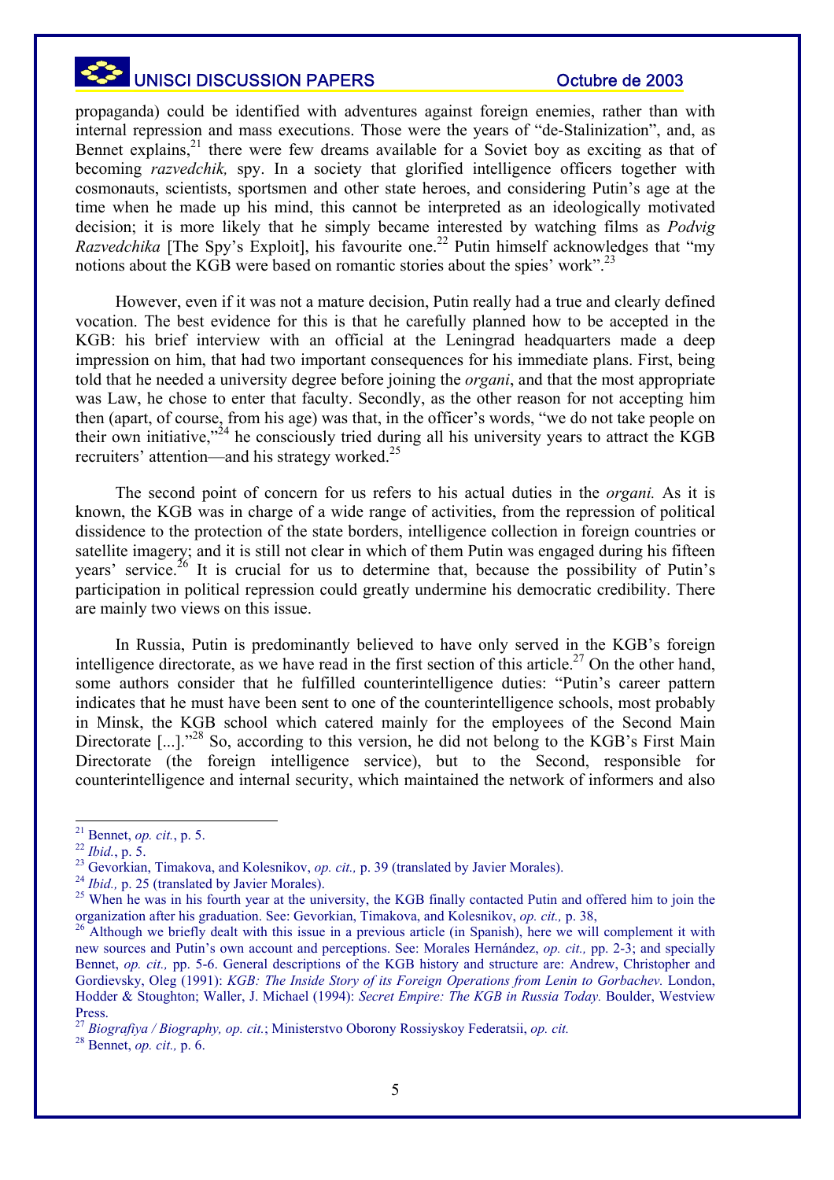propaganda) could be identified with adventures against foreign enemies, rather than with internal repression and mass executions. Those were the years of "de-Stalinization", and, as Bennet explains,[21] there were few dreams available for a Soviet boy as exciting as that of becoming *razvedchik,* spy. In a society that glorified intelligence officers together with cosmonauts, scientists, sportsmen and other state heroes, and considering Putin's age at the time when he made up his mind, this cannot be interpreted as an ideologically motivated decision; it is more likely that he simply became interested by watching films as *Podvig Razvedchika* [The Spy's Exploit], his favourite one.[22] Putin himself acknowledges that "my notions about the KGB were based on romantic stories about the spies' work".[23]

However, even if it was not a mature decision, Putin really had a true and clearly defined vocation. The best evidence for this is that he carefully planned how to be accepted in the KGB: his brief interview with an official at the Leningrad headquarters made a deep impression on him, that had two important consequences for his immediate plans. First, being told that he needed a university degree before joining the *organi*, and that the most appropriate was Law, he chose to enter that faculty. Secondly, as the other reason for not accepting him then (apart, of course, from his age) was that, in the officer's words, "we do not take people on their own initiative,"[24] he consciously tried during all his university years to attract the KGB recruiters' attention—and his strategy worked.[25]

The second point of concern for us refers to his actual duties in the *organi.* As it is known, the KGB was in charge of a wide range of activities, from the repression of political dissidence to the protection of the state borders, intelligence collection in foreign countries or satellite imagery; and it is still not clear in which of them Putin was engaged during his fifteen years' service.[26] It is crucial for us to determine that, because the possibility of Putin's participation in political repression could greatly undermine his democratic credibility. There are mainly two views on this issue.

In Russia, Putin is predominantly believed to have only served in the KGB's foreign intelligence directorate, as we have read in the first section of this article.[27] On the other hand, some authors consider that he fulfilled counterintelligence duties: "Putin's career pattern indicates that he must have been sent to one of the counterintelligence schools, most probably in Minsk, the KGB school which catered mainly for the employees of the Second Main Directorate [...]."[28] So, according to this version, he did not belong to the KGB's First Main Directorate (the foreign intelligence service), but to the Second, responsible for counterintelligence and internal security, which maintained the network of informers and also

---

[21] Bennet, *op. cit.*, p. 5.

[22] *Ibid.*, p. 5.

[23] Gevorkian, Timakova, and Kolesnikov, *op. cit.,* p. 39 (translated by Javier Morales).

[24] *Ibid.,* p. 25 (translated by Javier Morales).

[25] When he was in his fourth year at the university, the KGB finally contacted Putin and offered him to join the organization after his graduation. See: Gevorkian, Timakova, and Kolesnikov, *op. cit.,* p. 38,

[26] Although we briefly dealt with this issue in a previous article (in Spanish), here we will complement it with new sources and Putin's own account and perceptions. See: Morales Hernández, *op. cit.,* pp. 2-3; and specially Bennet, *op. cit.,* pp. 5-6. General descriptions of the KGB history and structure are: Andrew, Christopher and Gordievsky, Oleg (1991): *KGB: The Inside Story of its Foreign Operations from Lenin to Gorbachev.* London, Hodder & Stoughton; Waller, J. Michael (1994): *Secret Empire: The KGB in Russia Today.* Boulder, Westview Press.

[27] *Biografiya / Biography, op. cit.*; Ministerstvo Oborony Rossiyskoy Federatsii, *op. cit.*

[28] Bennet, *op. cit.,* p. 6.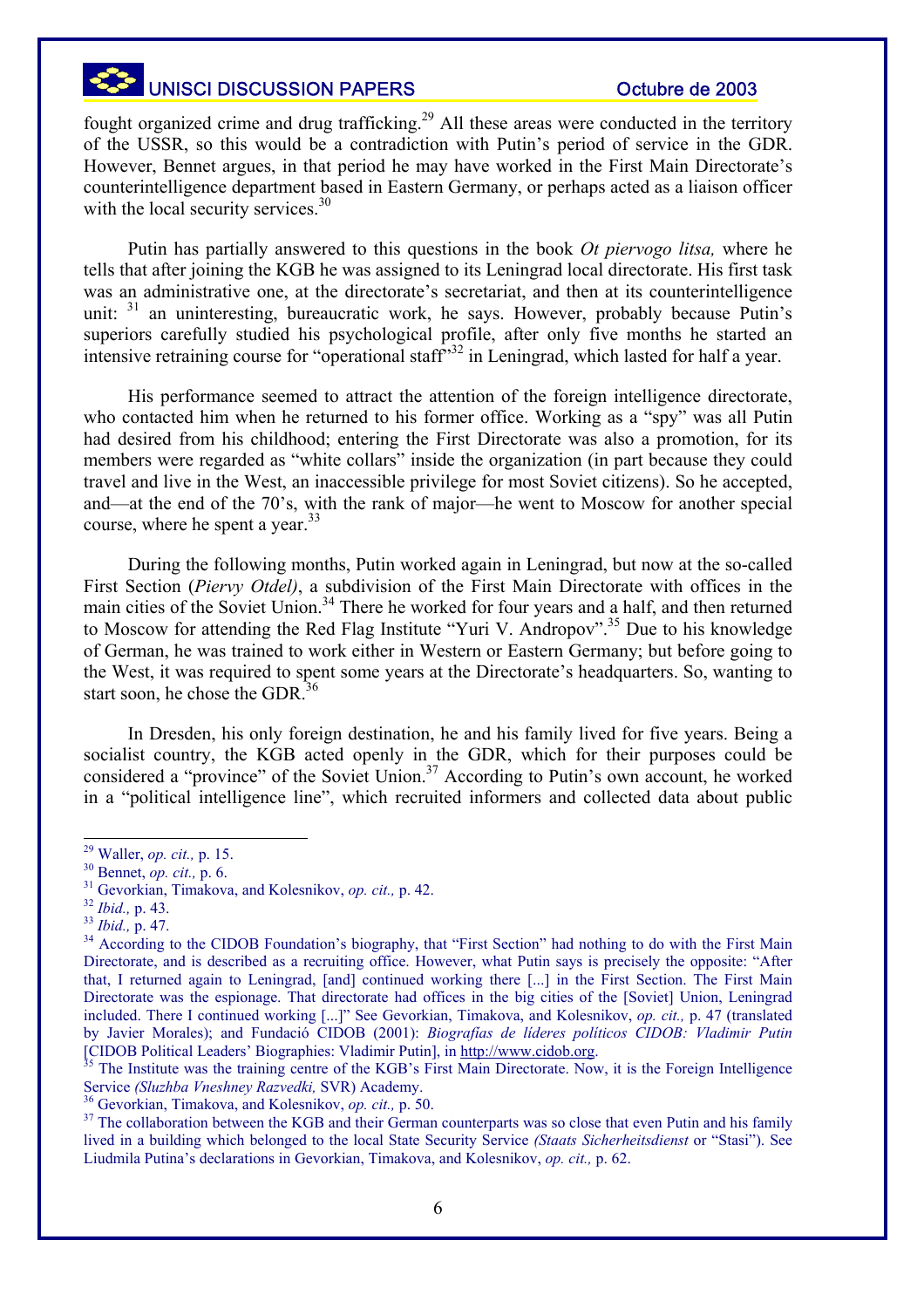fought organized crime and drug trafficking.[29] All these areas were conducted in the territory of the USSR, so this would be a contradiction with Putin's period of service in the GDR. However, Bennet argues, in that period he may have worked in the First Main Directorate's counterintelligence department based in Eastern Germany, or perhaps acted as a liaison officer with the local security services.[30]

Putin has partially answered to this questions in the book *Ot piervogo litsa,* where he tells that after joining the KGB he was assigned to its Leningrad local directorate. His first task was an administrative one, at the directorate's secretariat, and then at its counterintelligence unit: [31] an uninteresting, bureaucratic work, he says. However, probably because Putin's superiors carefully studied his psychological profile, after only five months he started an intensive retraining course for "operational staff"[32] in Leningrad, which lasted for half a year.

His performance seemed to attract the attention of the foreign intelligence directorate, who contacted him when he returned to his former office. Working as a "spy" was all Putin had desired from his childhood; entering the First Directorate was also a promotion, for its members were regarded as "white collars" inside the organization (in part because they could travel and live in the West, an inaccessible privilege for most Soviet citizens). So he accepted, and—at the end of the 70's, with the rank of major—he went to Moscow for another special course, where he spent a year.[33]

During the following months, Putin worked again in Leningrad, but now at the so-called First Section (*Piervy Otdel)*, a subdivision of the First Main Directorate with offices in the main cities of the Soviet Union.[34] There he worked for four years and a half, and then returned to Moscow for attending the Red Flag Institute "Yuri V. Andropov".[35] Due to his knowledge of German, he was trained to work either in Western or Eastern Germany; but before going to the West, it was required to spent some years at the Directorate's headquarters. So, wanting to start soon, he chose the GDR.[36]

In Dresden, his only foreign destination, he and his family lived for five years. Being a socialist country, the KGB acted openly in the GDR, which for their purposes could be considered a "province" of the Soviet Union.[37] According to Putin's own account, he worked in a "political intelligence line", which recruited informers and collected data about public

---

[29] Waller, *op. cit.,* p. 15.

[30] Bennet, *op. cit.,* p. 6.

[31] Gevorkian, Timakova, and Kolesnikov, *op. cit.,* p. 42.

[32] *Ibid.,* p. 43.

[33] *Ibid.,* p. 47.

[34] According to the CIDOB Foundation's biography, that "First Section" had nothing to do with the First Main Directorate, and is described as a recruiting office. However, what Putin says is precisely the opposite: "After that, I returned again to Leningrad, [and] continued working there [...] in the First Section. The First Main Directorate was the espionage. That directorate had offices in the big cities of the [Soviet] Union, Leningrad included. There I continued working [...]" See Gevorkian, Timakova, and Kolesnikov, *op. cit.,* p. 47 (translated by Javier Morales); and Fundació CIDOB (2001): *Biografías de líderes políticos CIDOB: Vladimir Putin* [CIDOB Political Leaders' Biographies: Vladimir Putin], in http://www.cidob.org.

[35] The Institute was the training centre of the KGB's First Main Directorate. Now, it is the Foreign Intelligence Service *(Sluzhba Vneshney Razvedki,* SVR) Academy.

[36] Gevorkian, Timakova, and Kolesnikov, *op. cit.,* p. 50.

[37] The collaboration between the KGB and their German counterparts was so close that even Putin and his family lived in a building which belonged to the local State Security Service *(Staats Sicherheitsdienst* or "Stasi"). See Liudmila Putina's declarations in Gevorkian, Timakova, and Kolesnikov, *op. cit.,* p. 62.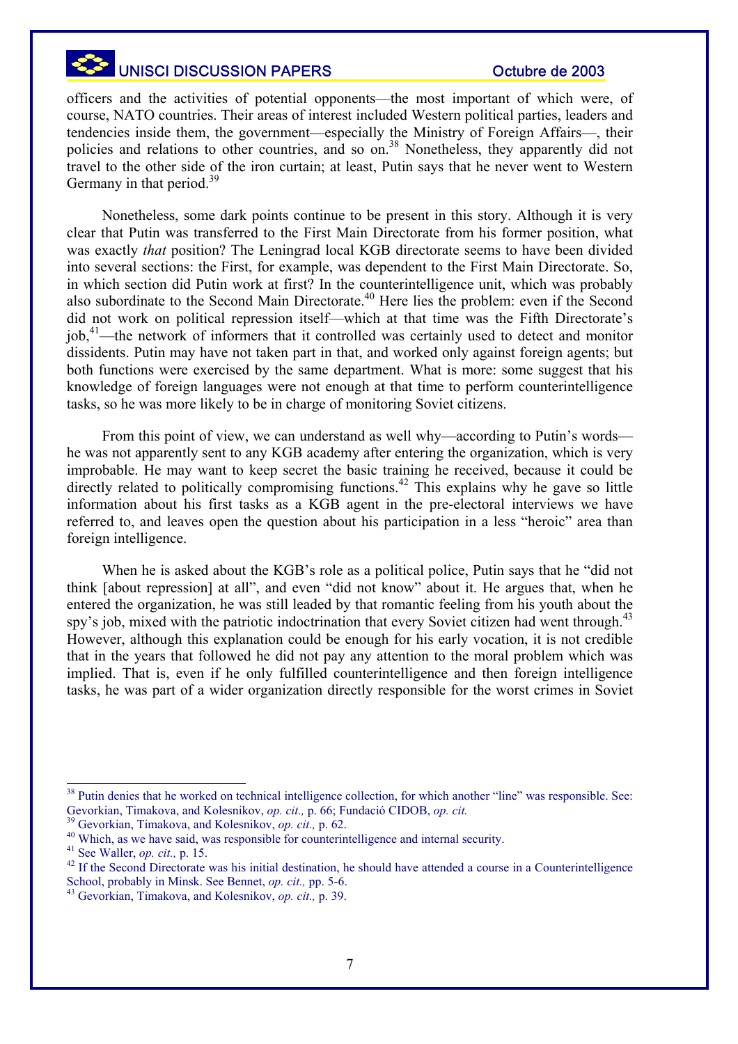officers and the activities of potential opponents—the most important of which were, of course, NATO countries. Their areas of interest included Western political parties, leaders and tendencies inside them, the government—especially the Ministry of Foreign Affairs—, their policies and relations to other countries, and so on.[38] Nonetheless, they apparently did not travel to the other side of the iron curtain; at least, Putin says that he never went to Western Germany in that period.[39]

Nonetheless, some dark points continue to be present in this story. Although it is very clear that Putin was transferred to the First Main Directorate from his former position, what was exactly *that* position? The Leningrad local KGB directorate seems to have been divided into several sections: the First, for example, was dependent to the First Main Directorate. So, in which section did Putin work at first? In the counterintelligence unit, which was probably also subordinate to the Second Main Directorate.[40] Here lies the problem: even if the Second did not work on political repression itself—which at that time was the Fifth Directorate's job,[41]—the network of informers that it controlled was certainly used to detect and monitor dissidents. Putin may have not taken part in that, and worked only against foreign agents; but both functions were exercised by the same department. What is more: some suggest that his knowledge of foreign languages were not enough at that time to perform counterintelligence tasks, so he was more likely to be in charge of monitoring Soviet citizens.

From this point of view, we can understand as well why—according to Putin's words—he was not apparently sent to any KGB academy after entering the organization, which is very improbable. He may want to keep secret the basic training he received, because it could be directly related to politically compromising functions.[42] This explains why he gave so little information about his first tasks as a KGB agent in the pre-electoral interviews we have referred to, and leaves open the question about his participation in a less "heroic" area than foreign intelligence.

When he is asked about the KGB's role as a political police, Putin says that he "did not think [about repression] at all", and even "did not know" about it. He argues that, when he entered the organization, he was still leaded by that romantic feeling from his youth about the spy's job, mixed with the patriotic indoctrination that every Soviet citizen had went through.[43] However, although this explanation could be enough for his early vocation, it is not credible that in the years that followed he did not pay any attention to the moral problem which was implied. That is, even if he only fulfilled counterintelligence and then foreign intelligence tasks, he was part of a wider organization directly responsible for the worst crimes in Soviet

---

[38] Putin denies that he worked on technical intelligence collection, for which another "line" was responsible. See: Gevorkian, Timakova, and Kolesnikov, *op. cit.,* p. 66; Fundació CIDOB, *op. cit.*

[39] Gevorkian, Timakova, and Kolesnikov, *op. cit.,* p. 62.

[40] Which, as we have said, was responsible for counterintelligence and internal security.

[41] See Waller, *op. cit.,* p. 15.

[42] If the Second Directorate was his initial destination, he should have attended a course in a Counterintelligence School, probably in Minsk. See Bennet, *op. cit.,* pp. 5-6.

[43] Gevorkian, Timakova, and Kolesnikov, *op. cit.,* p. 39.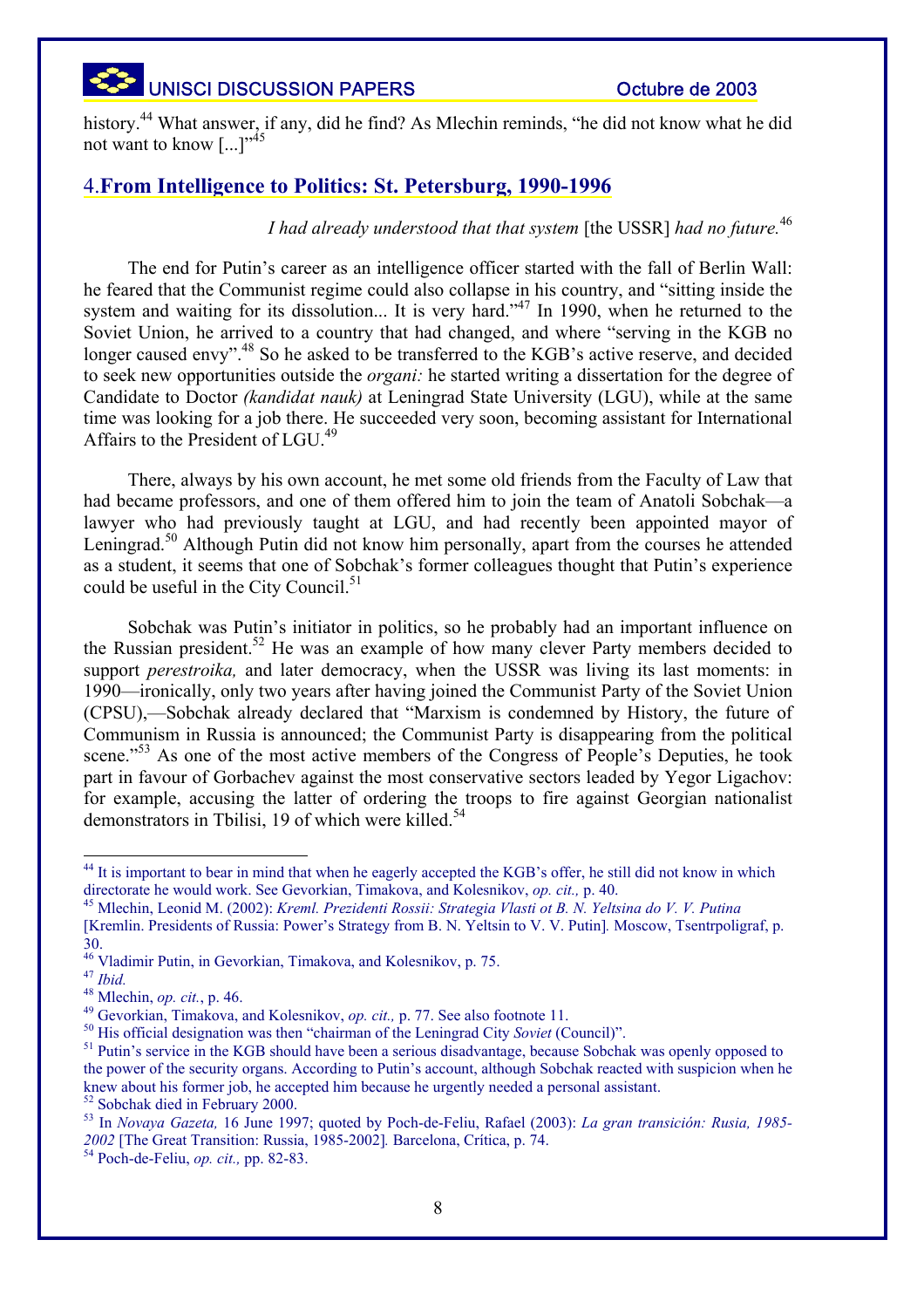history.[44] What answer, if any, did he find? As Mlechin reminds, "he did not know what he did not want to know [...]"[45]

## 4. From Intelligence to Politics: St. Petersburg, 1990-1996

*I had already understood that that system* [the USSR] *had no future.*[46]

The end for Putin's career as an intelligence officer started with the fall of Berlin Wall: he feared that the Communist regime could also collapse in his country, and "sitting inside the system and waiting for its dissolution... It is very hard."[47] In 1990, when he returned to the Soviet Union, he arrived to a country that had changed, and where "serving in the KGB no longer caused envy".[48] So he asked to be transferred to the KGB's active reserve, and decided to seek new opportunities outside the *organi:* he started writing a dissertation for the degree of Candidate to Doctor *(kandidat nauk)* at Leningrad State University (LGU), while at the same time was looking for a job there. He succeeded very soon, becoming assistant for International Affairs to the President of LGU.[49]

There, always by his own account, he met some old friends from the Faculty of Law that had became professors, and one of them offered him to join the team of Anatoli Sobchak—a lawyer who had previously taught at LGU, and had recently been appointed mayor of Leningrad.[50] Although Putin did not know him personally, apart from the courses he attended as a student, it seems that one of Sobchak's former colleagues thought that Putin's experience could be useful in the City Council.[51]

Sobchak was Putin's initiator in politics, so he probably had an important influence on the Russian president.[52] He was an example of how many clever Party members decided to support *perestroika,* and later democracy, when the USSR was living its last moments: in 1990—ironically, only two years after having joined the Communist Party of the Soviet Union (CPSU),—Sobchak already declared that "Marxism is condemned by History, the future of Communism in Russia is announced; the Communist Party is disappearing from the political scene."[53] As one of the most active members of the Congress of People's Deputies, he took part in favour of Gorbachev against the most conservative sectors leaded by Yegor Ligachov: for example, accusing the latter of ordering the troops to fire against Georgian nationalist demonstrators in Tbilisi, 19 of which were killed.[54]

---

[44] It is important to bear in mind that when he eagerly accepted the KGB's offer, he still did not know in which directorate he would work. See Gevorkian, Timakova, and Kolesnikov, *op. cit.,* p. 40.

[45] Mlechin, Leonid M. (2002): *Kreml. Prezidenti Rossii: Strategia Vlasti ot B. N. Yeltsina do V. V. Putina* [Kremlin. Presidents of Russia: Power's Strategy from B. N. Yeltsin to V. V. Putin]*.* Moscow, Tsentrpoligraf, p. 30.

[46] Vladimir Putin, in Gevorkian, Timakova, and Kolesnikov, p. 75.

[47] *Ibid.*

[48] Mlechin, *op. cit.*, p. 46.

[49] Gevorkian, Timakova, and Kolesnikov, *op. cit.,* p. 77. See also footnote 11.

[50] His official designation was then "chairman of the Leningrad City *Soviet* (Council)".

[51] Putin's service in the KGB should have been a serious disadvantage, because Sobchak was openly opposed to the power of the security organs. According to Putin's account, although Sobchak reacted with suspicion when he knew about his former job, he accepted him because he urgently needed a personal assistant.

[52] Sobchak died in February 2000.

[53] In *Novaya Gazeta,* 16 June 1997; quoted by Poch-de-Feliu, Rafael (2003): *La gran transición: Rusia, 1985-2002* [The Great Transition: Russia, 1985-2002]*.* Barcelona, Crítica, p. 74.

[54] Poch-de-Feliu, *op. cit.,* pp. 82-83.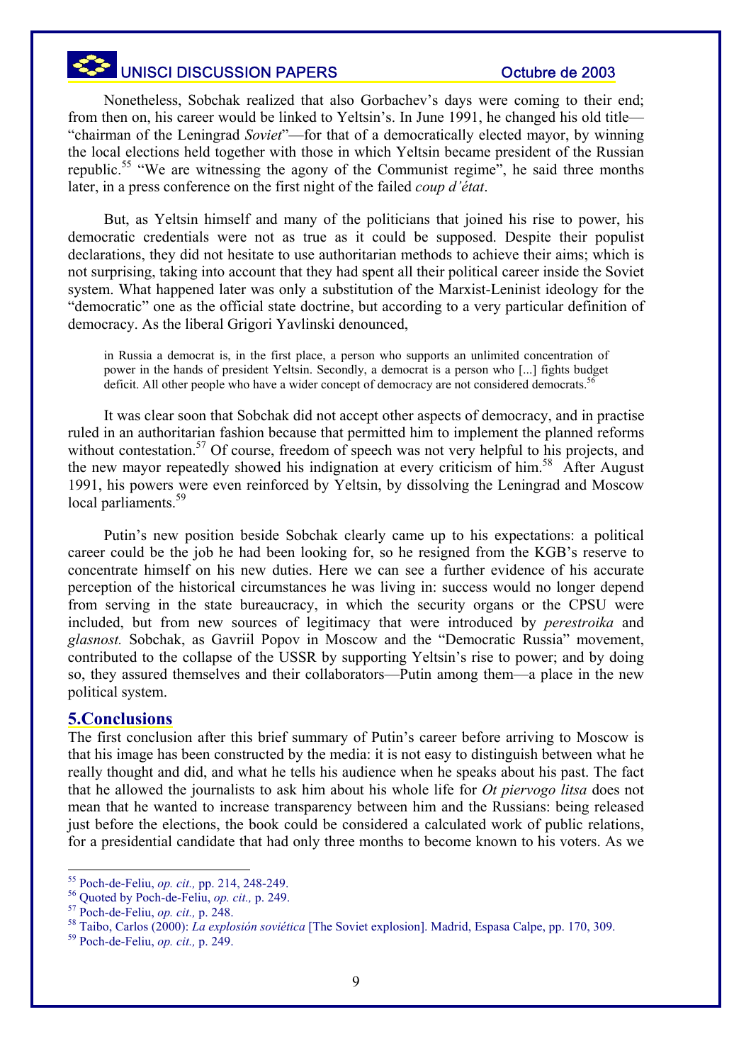Nonetheless, Sobchak realized that also Gorbachev's days were coming to their end; from then on, his career would be linked to Yeltsin's. In June 1991, he changed his old title—"chairman of the Leningrad *Soviet*"—for that of a democratically elected mayor, by winning the local elections held together with those in which Yeltsin became president of the Russian republic.[55] "We are witnessing the agony of the Communist regime", he said three months later, in a press conference on the first night of the failed *coup d'état*.

But, as Yeltsin himself and many of the politicians that joined his rise to power, his democratic credentials were not as true as it could be supposed. Despite their populist declarations, they did not hesitate to use authoritarian methods to achieve their aims; which is not surprising, taking into account that they had spent all their political career inside the Soviet system. What happened later was only a substitution of the Marxist-Leninist ideology for the "democratic" one as the official state doctrine, but according to a very particular definition of democracy. As the liberal Grigori Yavlinski denounced,

> in Russia a democrat is, in the first place, a person who supports an unlimited concentration of power in the hands of president Yeltsin. Secondly, a democrat is a person who [...] fights budget deficit. All other people who have a wider concept of democracy are not considered democrats.[56]

It was clear soon that Sobchak did not accept other aspects of democracy, and in practise ruled in an authoritarian fashion because that permitted him to implement the planned reforms without contestation.[57] Of course, freedom of speech was not very helpful to his projects, and the new mayor repeatedly showed his indignation at every criticism of him.[58] After August 1991, his powers were even reinforced by Yeltsin, by dissolving the Leningrad and Moscow local parliaments.[59]

Putin's new position beside Sobchak clearly came up to his expectations: a political career could be the job he had been looking for, so he resigned from the KGB's reserve to concentrate himself on his new duties. Here we can see a further evidence of his accurate perception of the historical circumstances he was living in: success would no longer depend from serving in the state bureaucracy, in which the security organs or the CPSU were included, but from new sources of legitimacy that were introduced by *perestroika* and *glasnost.* Sobchak, as Gavriil Popov in Moscow and the "Democratic Russia" movement, contributed to the collapse of the USSR by supporting Yeltsin's rise to power; and by doing so, they assured themselves and their collaborators—Putin among them—a place in the new political system.

## 5.Conclusions

The first conclusion after this brief summary of Putin's career before arriving to Moscow is that his image has been constructed by the media: it is not easy to distinguish between what he really thought and did, and what he tells his audience when he speaks about his past. The fact that he allowed the journalists to ask him about his whole life for *Ot piervogo litsa* does not mean that he wanted to increase transparency between him and the Russians: being released just before the elections, the book could be considered a calculated work of public relations, for a presidential candidate that had only three months to become known to his voters. As we

---

[55] Poch-de-Feliu, *op. cit.,* pp. 214, 248-249.

[56] Quoted by Poch-de-Feliu, *op. cit.,* p. 249.

[57] Poch-de-Feliu, *op. cit.,* p. 248.

[58] Taibo, Carlos (2000): *La explosión soviética* [The Soviet explosion]. Madrid, Espasa Calpe, pp. 170, 309.

[59] Poch-de-Feliu, *op. cit.,* p. 249.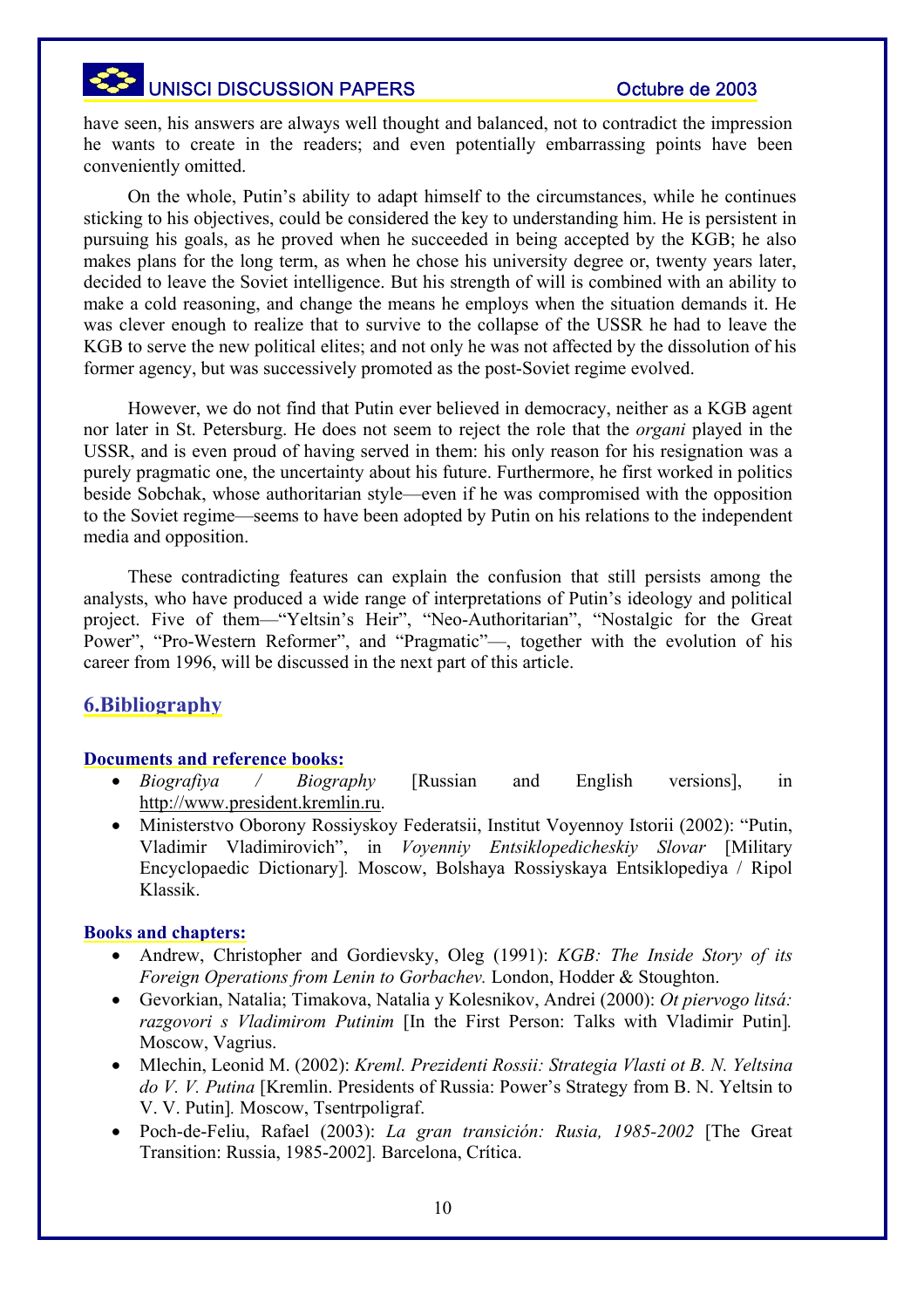have seen, his answers are always well thought and balanced, not to contradict the impression he wants to create in the readers; and even potentially embarrassing points have been conveniently omitted.

On the whole, Putin's ability to adapt himself to the circumstances, while he continues sticking to his objectives, could be considered the key to understanding him. He is persistent in pursuing his goals, as he proved when he succeeded in being accepted by the KGB; he also makes plans for the long term, as when he chose his university degree or, twenty years later, decided to leave the Soviet intelligence. But his strength of will is combined with an ability to make a cold reasoning, and change the means he employs when the situation demands it. He was clever enough to realize that to survive to the collapse of the USSR he had to leave the KGB to serve the new political elites; and not only he was not affected by the dissolution of his former agency, but was successively promoted as the post-Soviet regime evolved.

However, we do not find that Putin ever believed in democracy, neither as a KGB agent nor later in St. Petersburg. He does not seem to reject the role that the *organi* played in the USSR, and is even proud of having served in them: his only reason for his resignation was a purely pragmatic one, the uncertainty about his future. Furthermore, he first worked in politics beside Sobchak, whose authoritarian style—even if he was compromised with the opposition to the Soviet regime—seems to have been adopted by Putin on his relations to the independent media and opposition.

These contradicting features can explain the confusion that still persists among the analysts, who have produced a wide range of interpretations of Putin's ideology and political project. Five of them—"Yeltsin's Heir", "Neo-Authoritarian", "Nostalgic for the Great Power", "Pro-Western Reformer", and "Pragmatic"—, together with the evolution of his career from 1996, will be discussed in the next part of this article.

## 6.Bibliography

### Documents and reference books:

- *Biografiya / Biography* [Russian and English versions], in http://www.president.kremlin.ru.
- Ministerstvo Oborony Rossiyskoy Federatsii, Institut Voyennoy Istorii (2002): "Putin, Vladimir Vladimirovich", in *Voyenniy Entsiklopedicheskiy Slovar* [Military Encyclopaedic Dictionary]. Moscow, Bolshaya Rossiyskaya Entsiklopediya / Ripol Klassik.

### Books and chapters:

- Andrew, Christopher and Gordievsky, Oleg (1991): *KGB: The Inside Story of its Foreign Operations from Lenin to Gorbachev.* London, Hodder & Stoughton.
- Gevorkian, Natalia; Timakova, Natalia y Kolesnikov, Andrei (2000): *Ot piervogo litsá: razgovori s Vladimirom Putinim* [In the First Person: Talks with Vladimir Putin]. Moscow, Vagrius.
- Mlechin, Leonid M. (2002): *Kreml. Prezidenti Rossii: Strategia Vlasti ot B. N. Yeltsina do V. V. Putina* [Kremlin. Presidents of Russia: Power's Strategy from B. N. Yeltsin to V. V. Putin]. Moscow, Tsentrpoligraf.
- Poch-de-Feliu, Rafael (2003): *La gran transición: Rusia, 1985-2002* [The Great Transition: Russia, 1985-2002]. Barcelona, Crítica.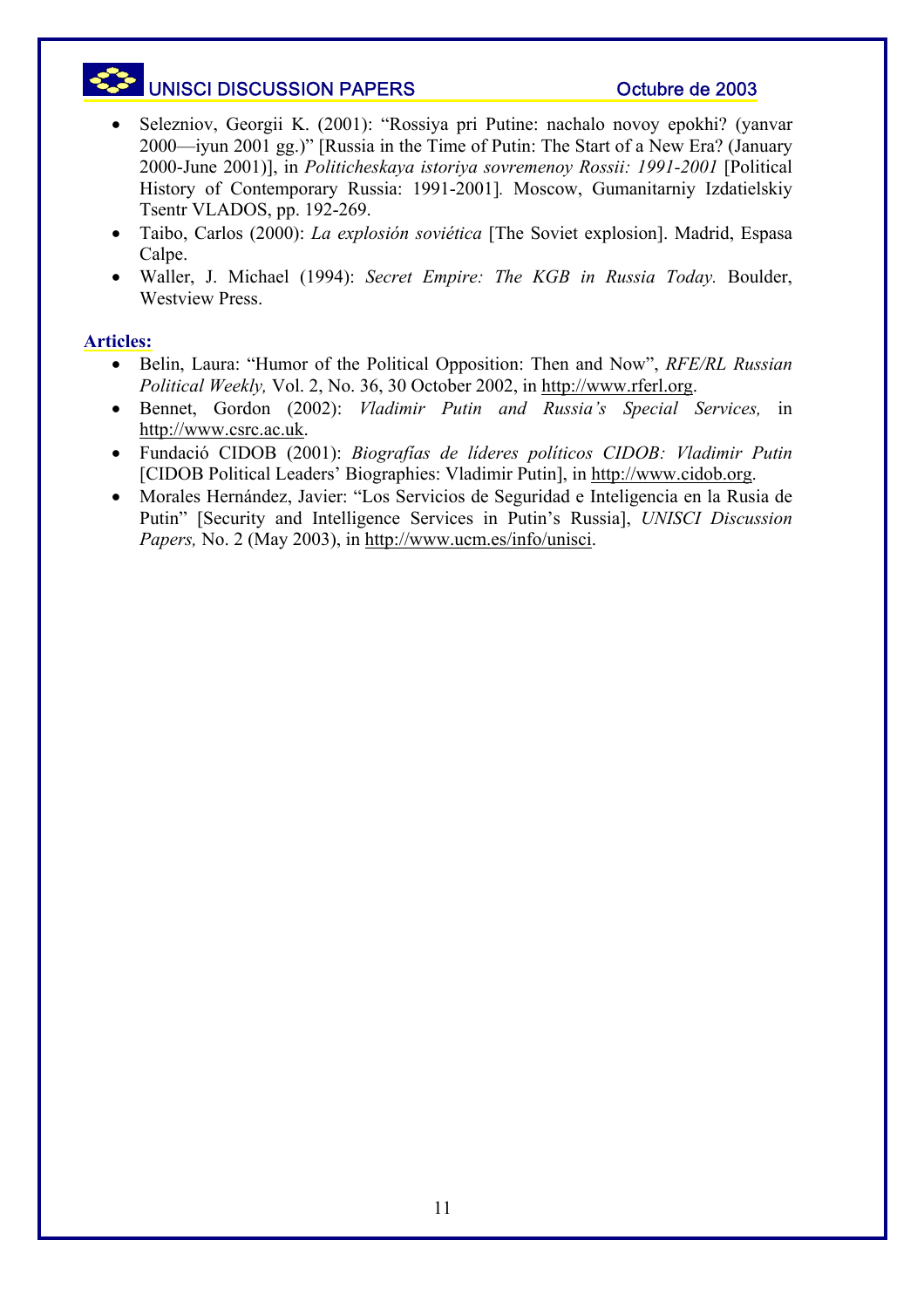- Selezniov, Georgii K. (2001): "Rossiya pri Putine: nachalo novoy epokhi? (yanvar 2000—iyun 2001 gg.)" [Russia in the Time of Putin: The Start of a New Era? (January 2000-June 2001)], in *Politicheskaya istoriya sovremenoy Rossii: 1991-2001* [Political History of Contemporary Russia: 1991-2001]. Moscow, Gumanitarniy Izdatielskiy Tsentr VLADOS, pp. 192-269.
- Taibo, Carlos (2000): *La explosión soviética* [The Soviet explosion]. Madrid, Espasa Calpe.
- Waller, J. Michael (1994): *Secret Empire: The KGB in Russia Today.* Boulder, Westview Press.

**Articles:**

- Belin, Laura: "Humor of the Political Opposition: Then and Now", *RFE/RL Russian Political Weekly,* Vol. 2, No. 36, 30 October 2002, in http://www.rferl.org.
- Bennet, Gordon (2002): *Vladimir Putin and Russia's Special Services,* in http://www.csrc.ac.uk.
- Fundació CIDOB (2001): *Biografías de líderes políticos CIDOB: Vladimir Putin* [CIDOB Political Leaders' Biographies: Vladimir Putin], in http://www.cidob.org.
- Morales Hernández, Javier: "Los Servicios de Seguridad e Inteligencia en la Rusia de Putin" [Security and Intelligence Services in Putin's Russia], *UNISCI Discussion Papers,* No. 2 (May 2003), in http://www.ucm.es/info/unisci.